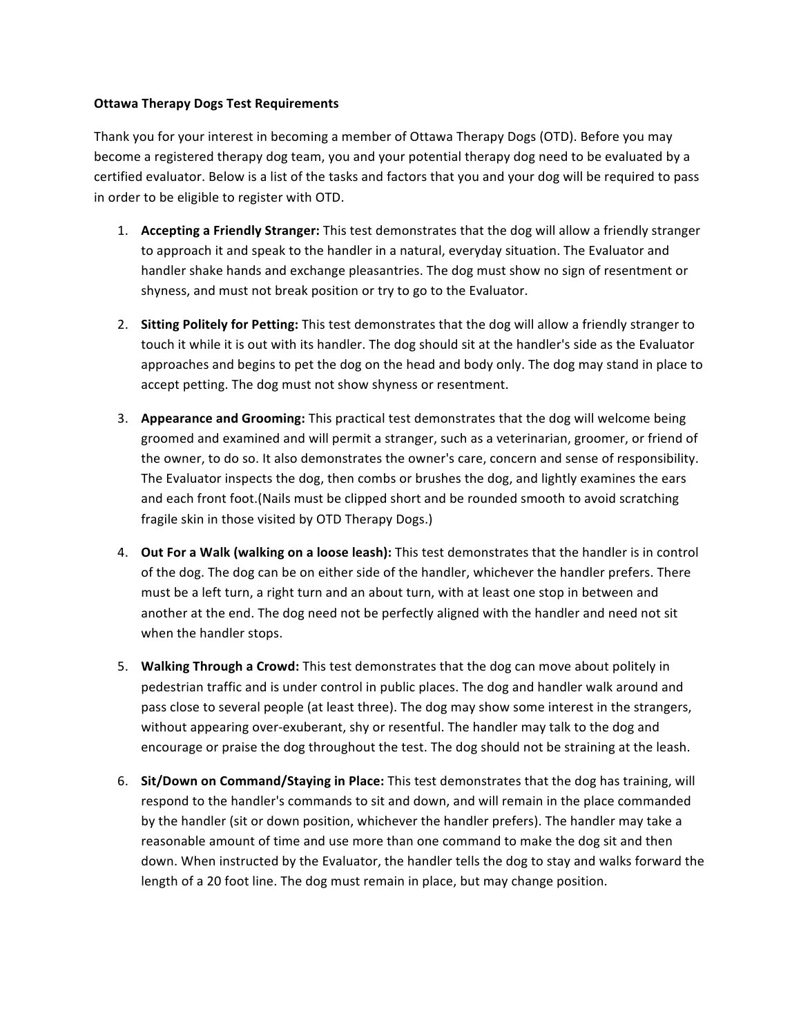**Ottawa Therapy Dogs Test Requirements**

Thank you for your interest in becoming a member of Ottawa Therapy Dogs (OTD). Before you may become a registered therapy dog team, you and your potential therapy dog need to be evaluated by a certified evaluator. Below is a list of the tasks and factors that you and your dog will be required to pass in order to be eligible to register with OTD.

1. **Accepting a Friendly Stranger:** This test demonstrates that the dog will allow a friendly stranger to approach it and speak to the handler in a natural, everyday situation. The Evaluator and handler shake hands and exchange pleasantries. The dog must show no sign of resentment or shyness, and must not break position or try to go to the Evaluator.

2. **Sitting Politely for Petting:** This test demonstrates that the dog will allow a friendly stranger to touch it while it is out with its handler. The dog should sit at the handler's side as the Evaluator approaches and begins to pet the dog on the head and body only. The dog may stand in place to accept petting. The dog must not show shyness or resentment.

3. **Appearance and Grooming:** This practical test demonstrates that the dog will welcome being groomed and examined and will permit a stranger, such as a veterinarian, groomer, or friend of the owner, to do so. It also demonstrates the owner's care, concern and sense of responsibility. The Evaluator inspects the dog, then combs or brushes the dog, and lightly examines the ears and each front foot.(Nails must be clipped short and be rounded smooth to avoid scratching fragile skin in those visited by OTD Therapy Dogs.)

4. **Out For a Walk (walking on a loose leash):** This test demonstrates that the handler is in control of the dog. The dog can be on either side of the handler, whichever the handler prefers. There must be a left turn, a right turn and an about turn, with at least one stop in between and another at the end. The dog need not be perfectly aligned with the handler and need not sit when the handler stops.

5. **Walking Through a Crowd:** This test demonstrates that the dog can move about politely in pedestrian traffic and is under control in public places. The dog and handler walk around and pass close to several people (at least three). The dog may show some interest in the strangers, without appearing over-exuberant, shy or resentful. The handler may talk to the dog and encourage or praise the dog throughout the test. The dog should not be straining at the leash.

6. **Sit/Down on Command/Staying in Place:** This test demonstrates that the dog has training, will respond to the handler's commands to sit and down, and will remain in the place commanded by the handler (sit or down position, whichever the handler prefers). The handler may take a reasonable amount of time and use more than one command to make the dog sit and then down. When instructed by the Evaluator, the handler tells the dog to stay and walks forward the length of a 20 foot line. The dog must remain in place, but may change position.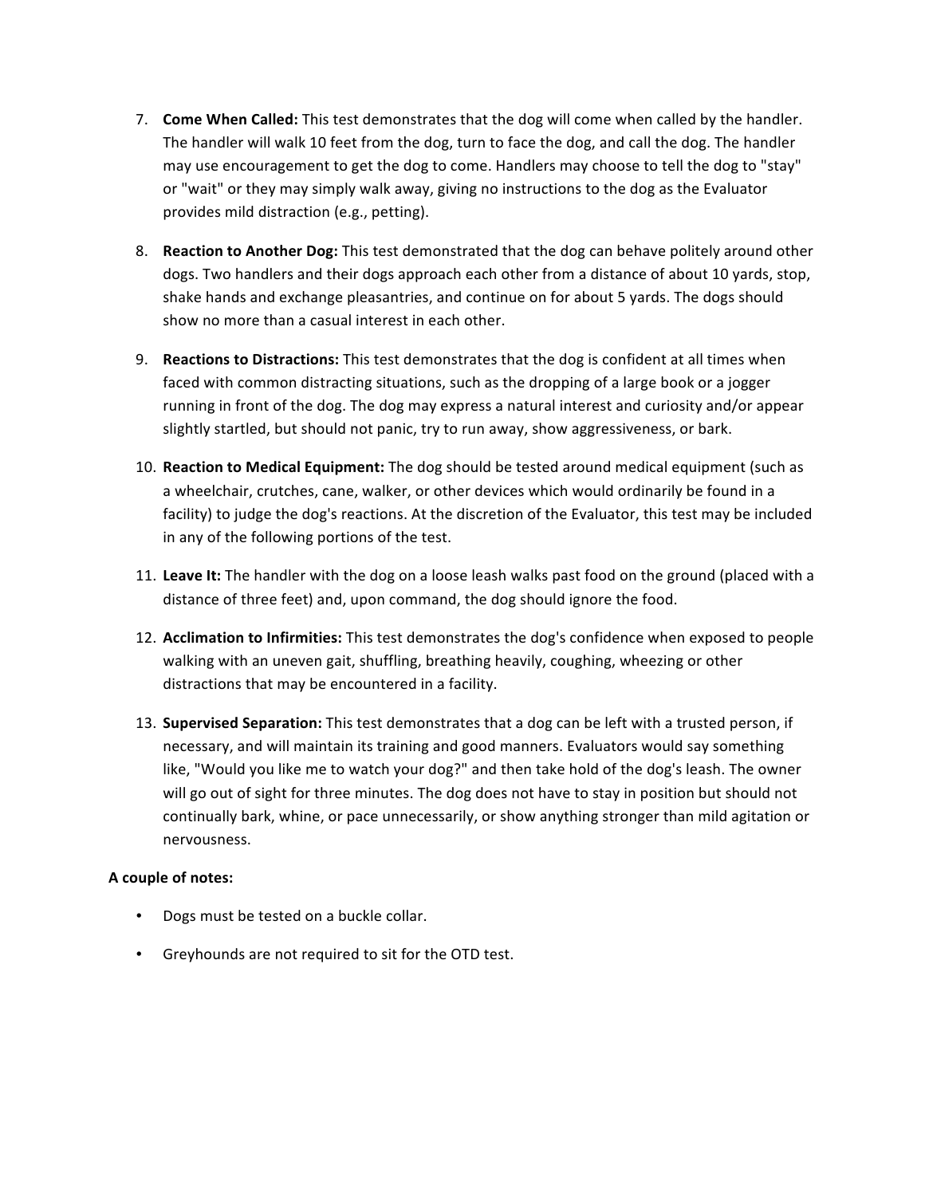7. **Come When Called:** This test demonstrates that the dog will come when called by the handler. The handler will walk 10 feet from the dog, turn to face the dog, and call the dog. The handler may use encouragement to get the dog to come. Handlers may choose to tell the dog to "stay" or "wait" or they may simply walk away, giving no instructions to the dog as the Evaluator provides mild distraction (e.g., petting).

8. **Reaction to Another Dog:** This test demonstrated that the dog can behave politely around other dogs. Two handlers and their dogs approach each other from a distance of about 10 yards, stop, shake hands and exchange pleasantries, and continue on for about 5 yards. The dogs should show no more than a casual interest in each other.

9. **Reactions to Distractions:** This test demonstrates that the dog is confident at all times when faced with common distracting situations, such as the dropping of a large book or a jogger running in front of the dog. The dog may express a natural interest and curiosity and/or appear slightly startled, but should not panic, try to run away, show aggressiveness, or bark.

10. **Reaction to Medical Equipment:** The dog should be tested around medical equipment (such as a wheelchair, crutches, cane, walker, or other devices which would ordinarily be found in a facility) to judge the dog's reactions. At the discretion of the Evaluator, this test may be included in any of the following portions of the test.

11. **Leave It:** The handler with the dog on a loose leash walks past food on the ground (placed with a distance of three feet) and, upon command, the dog should ignore the food.

12. **Acclimation to Infirmities:** This test demonstrates the dog's confidence when exposed to people walking with an uneven gait, shuffling, breathing heavily, coughing, wheezing or other distractions that may be encountered in a facility.

13. **Supervised Separation:** This test demonstrates that a dog can be left with a trusted person, if necessary, and will maintain its training and good manners. Evaluators would say something like, "Would you like me to watch your dog?" and then take hold of the dog's leash. The owner will go out of sight for three minutes. The dog does not have to stay in position but should not continually bark, whine, or pace unnecessarily, or show anything stronger than mild agitation or nervousness.

**A couple of notes:**

- Dogs must be tested on a buckle collar.
- Greyhounds are not required to sit for the OTD test.